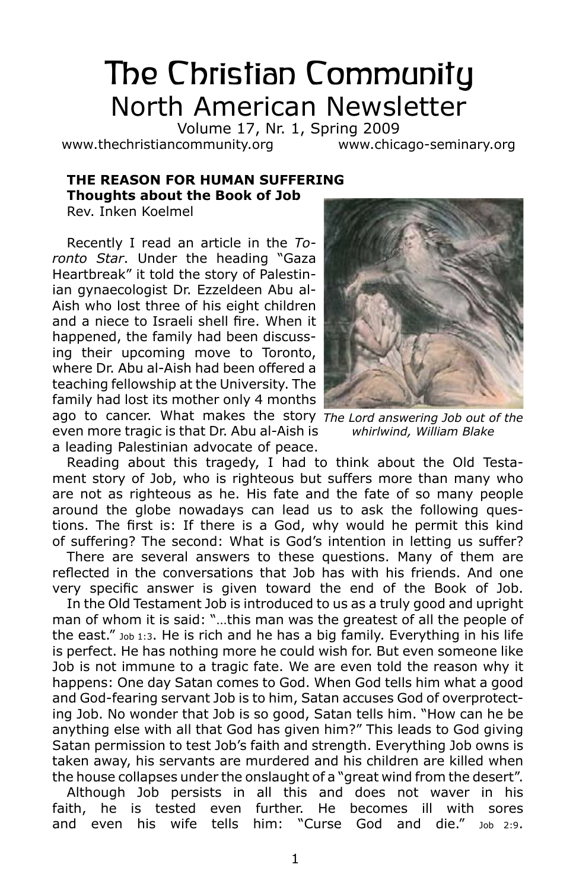# The Christian Community

## North American Newsletter

Volume 17, Nr. 1, Spring 2009

www.thechristiancommunity.org www.chicago-seminary.org

### THE REASON FOR HUMAN SUFFERING

**Thoughts about the Book of Job**

Rev. Inken Koelmel

Recently I read an article in the *Toronto Star*. Under the heading "Gaza Heartbreak" it told the story of Palestinian gynaecologist Dr. Ezzeldeen Abu al-Aish who lost three of his eight children and a niece to Israeli shell fire. When it happened, the family had been discussing their upcoming move to Toronto, where Dr. Abu al-Aish had been offered a teaching fellowship at the University. The family had lost its mother only 4 months ago to cancer. What makes the story even more tragic is that Dr. Abu al-Aish is a leading Palestinian advocate of peace.

*The Lord answering Job out of the whirlwind, William Blake*

Reading about this tragedy, I had to think about the Old Testament story of Job, who is righteous but suffers more than many who are not as righteous as he. His fate and the fate of so many people around the globe nowadays can lead us to ask the following questions. The first is: If there is a God, why would he permit this kind of suffering? The second: What is God's intention in letting us suffer?

There are several answers to these questions. Many of them are reflected in the conversations that Job has with his friends. And one very specific answer is given toward the end of the Book of Job.

In the Old Testament Job is introduced to us as a truly good and upright man of whom it is said: "…this man was the greatest of all the people of the east." Job 1:3. He is rich and he has a big family. Everything in his life is perfect. He has nothing more he could wish for. But even someone like Job is not immune to a tragic fate. We are even told the reason why it happens: One day Satan comes to God. When God tells him what a good and God-fearing servant Job is to him, Satan accuses God of overprotecting Job. No wonder that Job is so good, Satan tells him. "How can he be anything else with all that God has given him?" This leads to God giving Satan permission to test Job's faith and strength. Everything Job owns is taken away, his servants are murdered and his children are killed when the house collapses under the onslaught of a "great wind from the desert".

Although Job persists in all this and does not waver in his faith, he is tested even further. He becomes ill with sores and even his wife tells him: "Curse God and die." Job 2:9.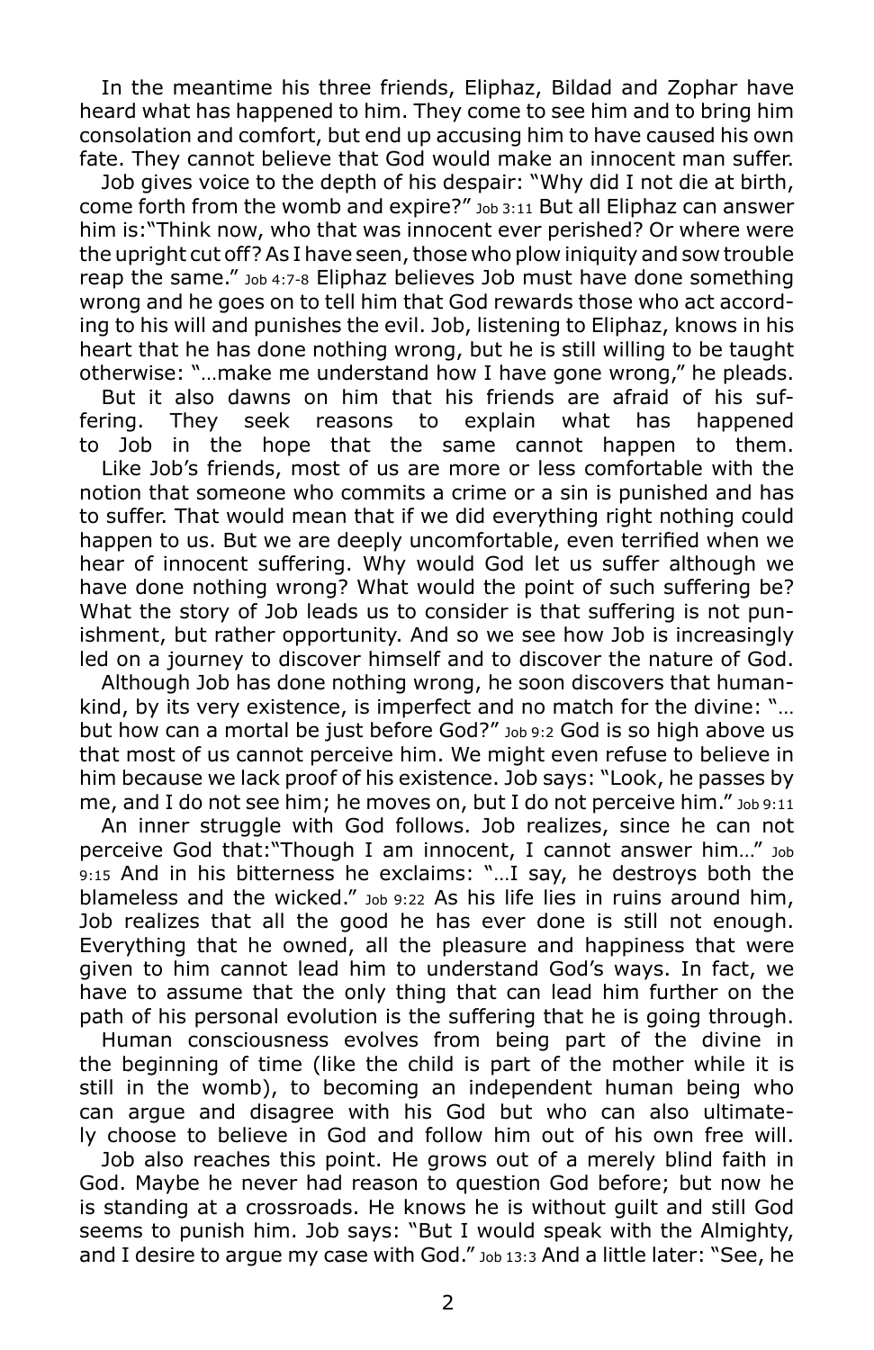In the meantime his three friends, Eliphaz, Bildad and Zophar have heard what has happened to him. They come to see him and to bring him consolation and comfort, but end up accusing him to have caused his own fate. They cannot believe that God would make an innocent man suffer.

Job gives voice to the depth of his despair: "Why did I not die at birth, come forth from the womb and expire?" Job 3:11 But all Eliphaz can answer him is:"Think now, who that was innocent ever perished? Or where were the upright cut off? As I have seen, those who plow iniquity and sow trouble reap the same." Job 4:7-8 Eliphaz believes Job must have done something wrong and he goes on to tell him that God rewards those who act according to his will and punishes the evil. Job, listening to Eliphaz, knows in his heart that he has done nothing wrong, but he is still willing to be taught otherwise: "…make me understand how I have gone wrong," he pleads.

But it also dawns on him that his friends are afraid of his suffering. They seek reasons to explain what has happened to Job in the hope that the same cannot happen to them.

Like Job's friends, most of us are more or less comfortable with the notion that someone who commits a crime or a sin is punished and has to suffer. That would mean that if we did everything right nothing could happen to us. But we are deeply uncomfortable, even terrified when we hear of innocent suffering. Why would God let us suffer although we have done nothing wrong? What would the point of such suffering be? What the story of Job leads us to consider is that suffering is not punishment, but rather opportunity. And so we see how Job is increasingly led on a journey to discover himself and to discover the nature of God.

Although Job has done nothing wrong, he soon discovers that humankind, by its very existence, is imperfect and no match for the divine: "… but how can a mortal be just before God?" Job 9:2 God is so high above us that most of us cannot perceive him. We might even refuse to believe in him because we lack proof of his existence. Job says: "Look, he passes by me, and I do not see him; he moves on, but I do not perceive him." Job 9:11

An inner struggle with God follows. Job realizes, since he can not perceive God that:"Though I am innocent, I cannot answer him…" Job 9:15 And in his bitterness he exclaims: "…I say, he destroys both the blameless and the wicked." Job 9:22 As his life lies in ruins around him, Job realizes that all the good he has ever done is still not enough. Everything that he owned, all the pleasure and happiness that were given to him cannot lead him to understand God's ways. In fact, we have to assume that the only thing that can lead him further on the path of his personal evolution is the suffering that he is going through.

Human consciousness evolves from being part of the divine in the beginning of time (like the child is part of the mother while it is still in the womb), to becoming an independent human being who can argue and disagree with his God but who can also ultimately choose to believe in God and follow him out of his own free will.

Job also reaches this point. He grows out of a merely blind faith in God. Maybe he never had reason to question God before; but now he is standing at a crossroads. He knows he is without guilt and still God seems to punish him. Job says: "But I would speak with the Almighty, and I desire to argue my case with God." Job 13:3 And a little later: "See, he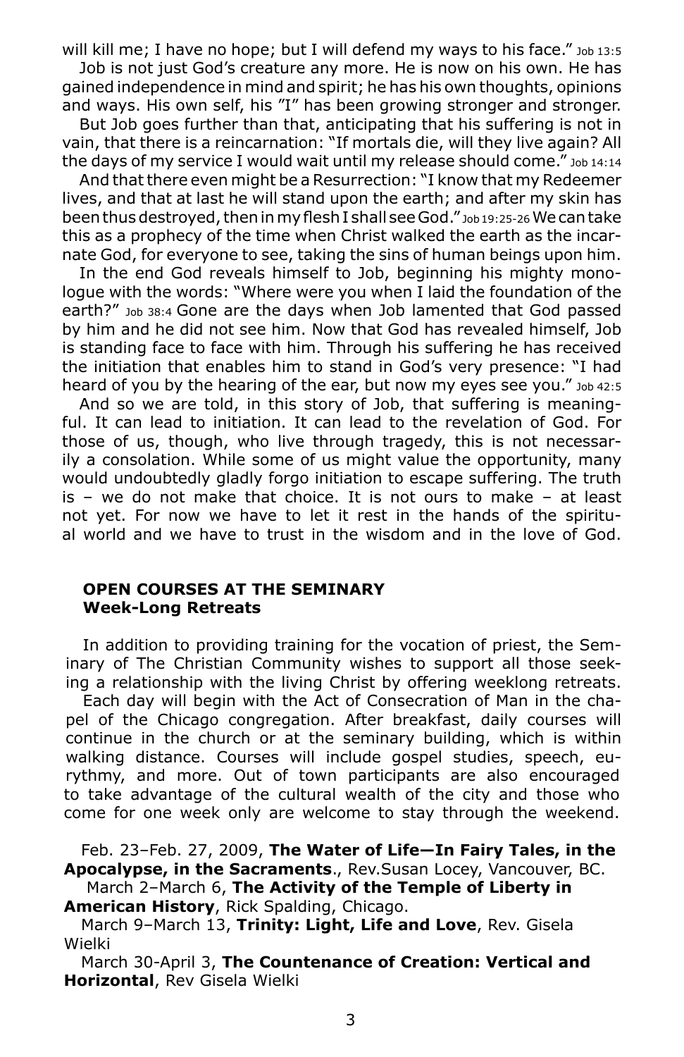will kill me; I have no hope; but I will defend my ways to his face." Job 13:5

Job is not just God's creature any more. He is now on his own. He has gained independence in mind and spirit; he has his own thoughts, opinions and ways. His own self, his "I" has been growing stronger and stronger.

But Job goes further than that, anticipating that his suffering is not in vain, that there is a reincarnation: "If mortals die, will they live again? All the days of my service I would wait until my release should come." Job 14:14

And that there even might be a Resurrection: "I know that my Redeemer lives, and that at last he will stand upon the earth; and after my skin has been thus destroyed, then in my flesh I shall see God." Job 19:25-26 We can take this as a prophecy of the time when Christ walked the earth as the incarnate God, for everyone to see, taking the sins of human beings upon him.

In the end God reveals himself to Job, beginning his mighty monologue with the words: "Where were you when I laid the foundation of the earth?" Job 38:4 Gone are the days when Job lamented that God passed by him and he did not see him. Now that God has revealed himself, Job is standing face to face with him. Through his suffering he has received the initiation that enables him to stand in God's very presence: "I had heard of you by the hearing of the ear, but now my eyes see you." Job 42:5

And so we are told, in this story of Job, that suffering is meaningful. It can lead to initiation. It can lead to the revelation of God. For those of us, though, who live through tragedy, this is not necessarily a consolation. While some of us might value the opportunity, many would undoubtedly gladly forgo initiation to escape suffering. The truth is – we do not make that choice. It is not ours to make – at least not yet. For now we have to let it rest in the hands of the spiritual world and we have to trust in the wisdom and in the love of God.

## OPEN COURSES AT THE SEMINARY
### Week-Long Retreats

In addition to providing training for the vocation of priest, the Seminary of The Christian Community wishes to support all those seeking a relationship with the living Christ by offering weeklong retreats.

Each day will begin with the Act of Consecration of Man in the chapel of the Chicago congregation. After breakfast, daily courses will continue in the church or at the seminary building, which is within walking distance. Courses will include gospel studies, speech, eurythmy, and more. Out of town participants are also encouraged to take advantage of the cultural wealth of the city and those who come for one week only are welcome to stay through the weekend.

Feb. 23–Feb. 27, 2009, **The Water of Life—In Fairy Tales, in the Apocalypse, in the Sacraments**., Rev.Susan Locey, Vancouver, BC.

March 2–March 6, **The Activity of the Temple of Liberty in American History**, Rick Spalding, Chicago.

March 9–March 13, **Trinity: Light, Life and Love**, Rev. Gisela Wielki

March 30-April 3, **The Countenance of Creation: Vertical and Horizontal**, Rev Gisela Wielki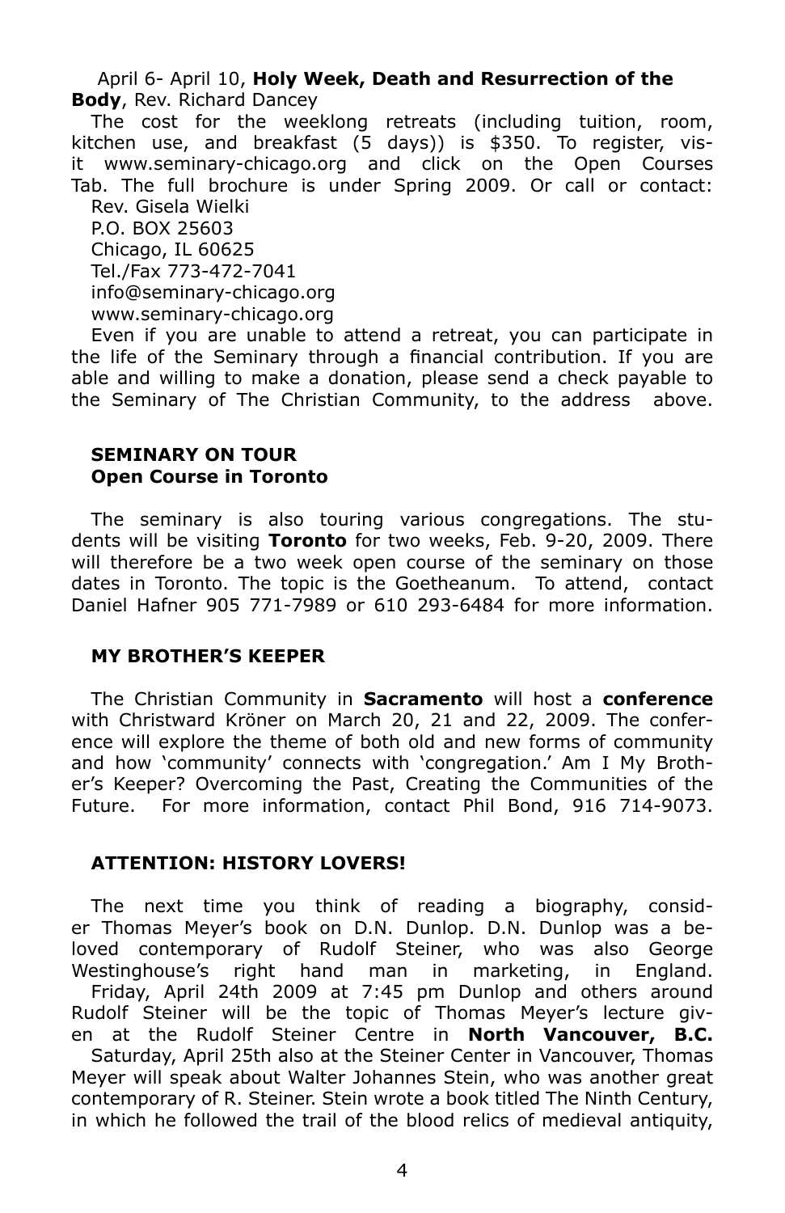April 6- April 10, **Holy Week, Death and Resurrection of the Body**, Rev. Richard Dancey

The cost for the weeklong retreats (including tuition, room, kitchen use, and breakfast (5 days)) is $350. To register, visit www.seminary-chicago.org and click on the Open Courses Tab. The full brochure is under Spring 2009. Or call or contact:

Rev. Gisela Wielki
P.O. BOX 25603
Chicago, IL 60625
Tel./Fax 773-472-7041
info@seminary-chicago.org
www.seminary-chicago.org

Even if you are unable to attend a retreat, you can participate in the life of the Seminary through a financial contribution. If you are able and willing to make a donation, please send a check payable to the Seminary of The Christian Community, to the address above.

## SEMINARY ON TOUR
## Open Course in Toronto

The seminary is also touring various congregations. The students will be visiting **Toronto** for two weeks, Feb. 9-20, 2009. There will therefore be a two week open course of the seminary on those dates in Toronto. The topic is the Goetheanum. To attend, contact Daniel Hafner 905 771-7989 or 610 293-6484 for more information.

## MY BROTHER'S KEEPER

The Christian Community in **Sacramento** will host a **conference** with Christward Kröner on March 20, 21 and 22, 2009. The conference will explore the theme of both old and new forms of community and how 'community' connects with 'congregation.' Am I My Brother's Keeper? Overcoming the Past, Creating the Communities of the Future. For more information, contact Phil Bond, 916 714-9073.

## ATTENTION: HISTORY LOVERS!

The next time you think of reading a biography, consider Thomas Meyer's book on D.N. Dunlop. D.N. Dunlop was a beloved contemporary of Rudolf Steiner, who was also George Westinghouse's right hand man in marketing, in England.

Friday, April 24th 2009 at 7:45 pm Dunlop and others around Rudolf Steiner will be the topic of Thomas Meyer's lecture given at the Rudolf Steiner Centre in **North Vancouver, B.C.**

Saturday, April 25th also at the Steiner Center in Vancouver, Thomas Meyer will speak about Walter Johannes Stein, who was another great contemporary of R. Steiner. Stein wrote a book titled The Ninth Century, in which he followed the trail of the blood relics of medieval antiquity,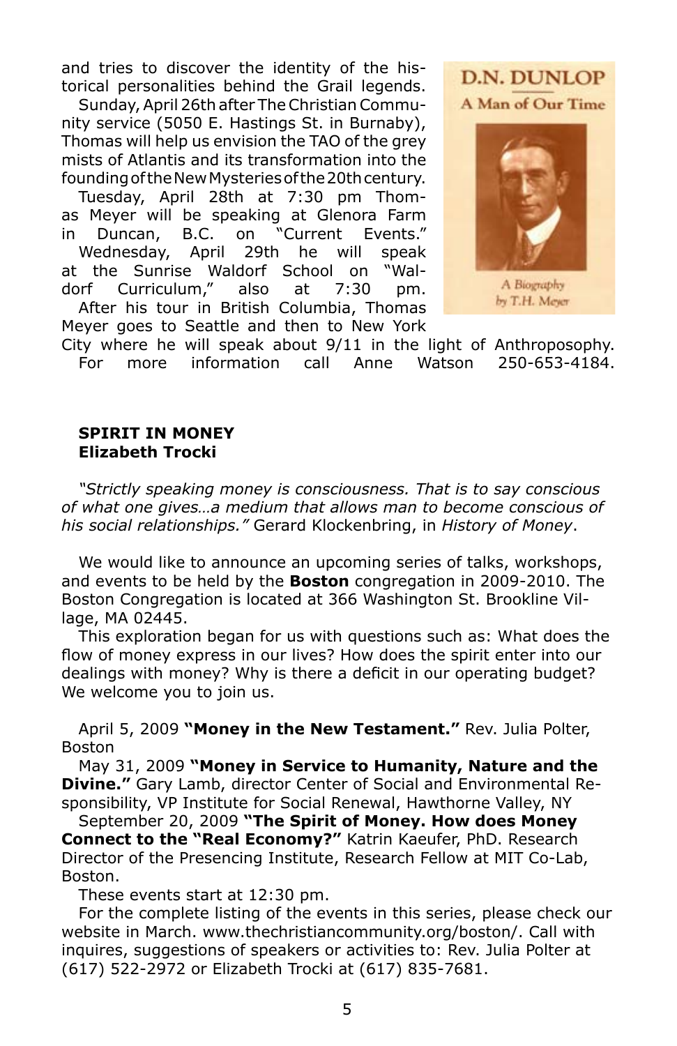and tries to discover the identity of the historical personalities behind the Grail legends.

Sunday, April 26th after The Christian Community service (5050 E. Hastings St. in Burnaby), Thomas will help us envision the TAO of the grey mists of Atlantis and its transformation into the founding of the New Mysteries of the 20th century.

Tuesday, April 28th at 7:30 pm Thomas Meyer will be speaking at Glenora Farm in Duncan, B.C. on "Current Events."

Wednesday, April 29th he will speak at the Sunrise Waldorf School on "Waldorf Curriculum," also at 7:30 pm.

After his tour in British Columbia, Thomas Meyer goes to Seattle and then to New York City where he will speak about 9/11 in the light of Anthroposophy.

For more information call Anne Watson 250-653-4184.

D.N. DUNLOP
A Man of Our Time

A Biography
by T.H. Meyer

**SPIRIT IN MONEY**
**Elizabeth Trocki**

*"Strictly speaking money is consciousness. That is to say conscious of what one gives…a medium that allows man to become conscious of his social relationships."* Gerard Klockenbring, in *History of Money*.

We would like to announce an upcoming series of talks, workshops, and events to be held by the **Boston** congregation in 2009-2010. The Boston Congregation is located at 366 Washington St. Brookline Village, MA 02445.

This exploration began for us with questions such as: What does the flow of money express in our lives? How does the spirit enter into our dealings with money? Why is there a deficit in our operating budget? We welcome you to join us.

April 5, 2009 **"Money in the New Testament."** Rev. Julia Polter, Boston

May 31, 2009 **"Money in Service to Humanity, Nature and the Divine."** Gary Lamb, director Center of Social and Environmental Responsibility, VP Institute for Social Renewal, Hawthorne Valley, NY

September 20, 2009 **"The Spirit of Money. How does Money Connect to the "Real Economy?"** Katrin Kaeufer, PhD. Research Director of the Presencing Institute, Research Fellow at MIT Co-Lab, Boston.

These events start at 12:30 pm.

For the complete listing of the events in this series, please check our website in March. www.thechristiancommunity.org/boston/. Call with inquires, suggestions of speakers or activities to: Rev. Julia Polter at (617) 522-2972 or Elizabeth Trocki at (617) 835-7681.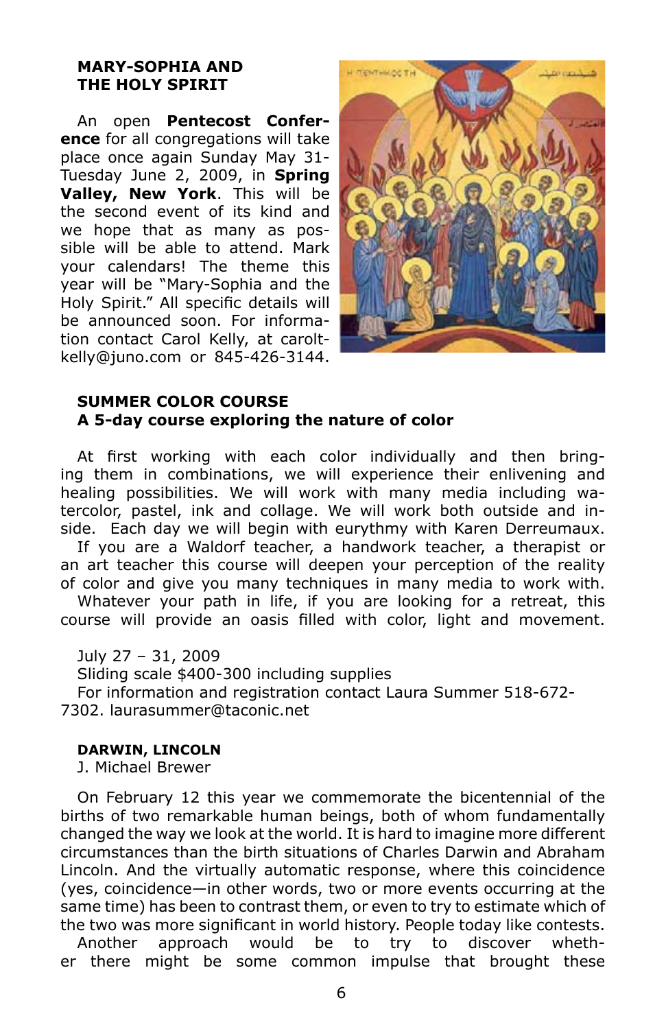**MARY-SOPHIA AND THE HOLY SPIRIT**

An open **Pentecost Conference** for all congregations will take place once again Sunday May 31-Tuesday June 2, 2009, in **Spring Valley, New York**. This will be the second event of its kind and we hope that as many as possible will be able to attend. Mark your calendars! The theme this year will be "Mary-Sophia and the Holy Spirit." All specific details will be announced soon. For information contact Carol Kelly, at caroltkelly@juno.com or 845-426-3144.

**SUMMER COLOR COURSE**
**A 5-day course exploring the nature of color**

At first working with each color individually and then bringing them in combinations, we will experience their enlivening and healing possibilities. We will work with many media including watercolor, pastel, ink and collage. We will work both outside and inside. Each day we will begin with eurythmy with Karen Derreumaux.

If you are a Waldorf teacher, a handwork teacher, a therapist or an art teacher this course will deepen your perception of the reality of color and give you many techniques in many media to work with.

Whatever your path in life, if you are looking for a retreat, this course will provide an oasis filled with color, light and movement.

July 27 – 31, 2009

Sliding scale $400-300 including supplies

For information and registration contact Laura Summer 518-672-7302. laurasummer@taconic.net

**DARWIN, LINCOLN**

J. Michael Brewer

On February 12 this year we commemorate the bicentennial of the births of two remarkable human beings, both of whom fundamentally changed the way we look at the world. It is hard to imagine more different circumstances than the birth situations of Charles Darwin and Abraham Lincoln. And the virtually automatic response, where this coincidence (yes, coincidence—in other words, two or more events occurring at the same time) has been to contrast them, or even to try to estimate which of the two was more significant in world history. People today like contests.

Another approach would be to try to discover whether there might be some common impulse that brought these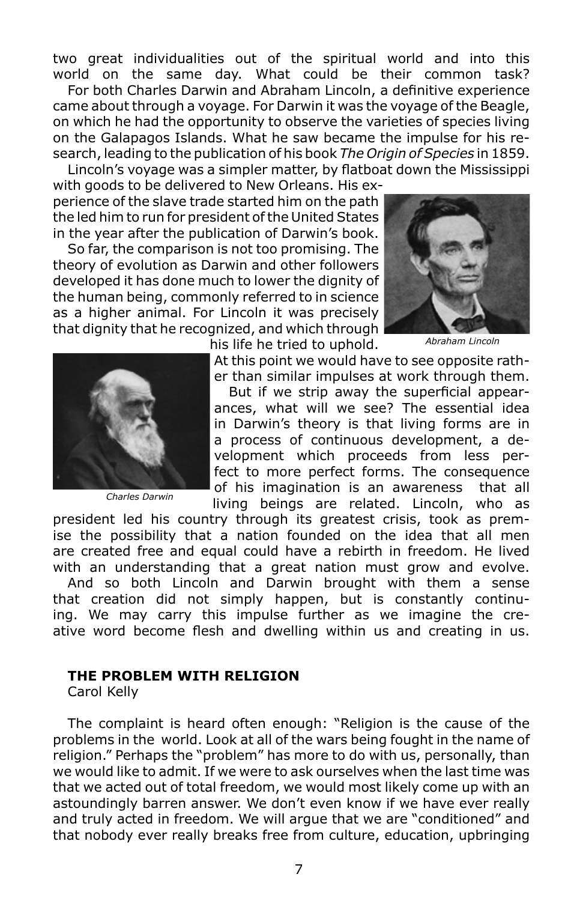two great individualities out of the spiritual world and into this world on the same day. What could be their common task?

For both Charles Darwin and Abraham Lincoln, a definitive experience came about through a voyage. For Darwin it was the voyage of the Beagle, on which he had the opportunity to observe the varieties of species living on the Galapagos Islands. What he saw became the impulse for his research, leading to the publication of his book *The Origin of Species* in 1859.

Lincoln's voyage was a simpler matter, by flatboat down the Mississippi with goods to be delivered to New Orleans. His experience of the slave trade started him on the path the led him to run for president of the United States in the year after the publication of Darwin's book.

So far, the comparison is not too promising. The theory of evolution as Darwin and other followers developed it has done much to lower the dignity of the human being, commonly referred to in science as a higher animal. For Lincoln it was precisely that dignity that he recognized, and which through his life he tried to uphold.

*Abraham Lincoln*

At this point we would have to see opposite rather than similar impulses at work through them.

But if we strip away the superficial appearances, what will we see? The essential idea in Darwin's theory is that living forms are in a process of continuous development, a development which proceeds from less perfect to more perfect forms. The consequence of his imagination is an awareness that all living beings are related. Lincoln, who as president led his country through its greatest crisis, took as premise the possibility that a nation founded on the idea that all men are created free and equal could have a rebirth in freedom. He lived with an understanding that a great nation must grow and evolve.

*Charles Darwin*

And so both Lincoln and Darwin brought with them a sense that creation did not simply happen, but is constantly continuing. We may carry this impulse further as we imagine the creative word become flesh and dwelling within us and creating in us.

## THE PROBLEM WITH RELIGION

Carol Kelly

The complaint is heard often enough: "Religion is the cause of the problems in the world. Look at all of the wars being fought in the name of religion." Perhaps the "problem" has more to do with us, personally, than we would like to admit. If we were to ask ourselves when the last time was that we acted out of total freedom, we would most likely come up with an astoundingly barren answer. We don't even know if we have ever really and truly acted in freedom. We will argue that we are "conditioned" and that nobody ever really breaks free from culture, education, upbringing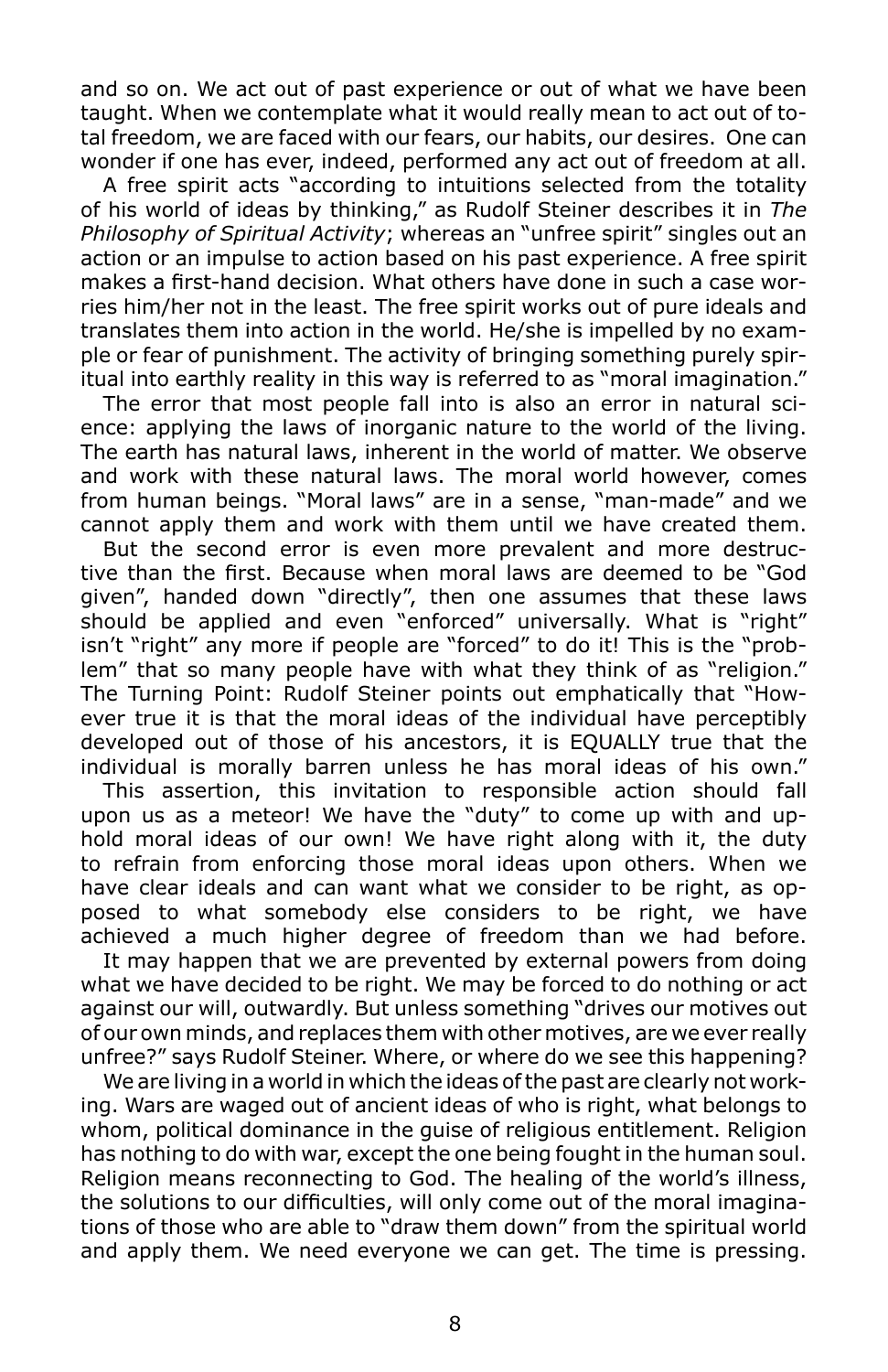and so on. We act out of past experience or out of what we have been taught. When we contemplate what it would really mean to act out of total freedom, we are faced with our fears, our habits, our desires. One can wonder if one has ever, indeed, performed any act out of freedom at all.

A free spirit acts "according to intuitions selected from the totality of his world of ideas by thinking," as Rudolf Steiner describes it in *The Philosophy of Spiritual Activity*; whereas an "unfree spirit" singles out an action or an impulse to action based on his past experience. A free spirit makes a first-hand decision. What others have done in such a case worries him/her not in the least. The free spirit works out of pure ideals and translates them into action in the world. He/she is impelled by no example or fear of punishment. The activity of bringing something purely spiritual into earthly reality in this way is referred to as "moral imagination."

The error that most people fall into is also an error in natural science: applying the laws of inorganic nature to the world of the living. The earth has natural laws, inherent in the world of matter. We observe and work with these natural laws. The moral world however, comes from human beings. "Moral laws" are in a sense, "man-made" and we cannot apply them and work with them until we have created them.

But the second error is even more prevalent and more destructive than the first. Because when moral laws are deemed to be "God given", handed down "directly", then one assumes that these laws should be applied and even "enforced" universally. What is "right" isn't "right" any more if people are "forced" to do it! This is the "problem" that so many people have with what they think of as "religion." The Turning Point: Rudolf Steiner points out emphatically that "However true it is that the moral ideas of the individual have perceptibly developed out of those of his ancestors, it is EQUALLY true that the individual is morally barren unless he has moral ideas of his own."

This assertion, this invitation to responsible action should fall upon us as a meteor! We have the "duty" to come up with and uphold moral ideas of our own! We have right along with it, the duty to refrain from enforcing those moral ideas upon others. When we have clear ideals and can want what we consider to be right, as opposed to what somebody else considers to be right, we have achieved a much higher degree of freedom than we had before.

It may happen that we are prevented by external powers from doing what we have decided to be right. We may be forced to do nothing or act against our will, outwardly. But unless something "drives our motives out of our own minds, and replaces them with other motives, are we ever really unfree?" says Rudolf Steiner. Where, or where do we see this happening?

We are living in a world in which the ideas of the past are clearly not working. Wars are waged out of ancient ideas of who is right, what belongs to whom, political dominance in the guise of religious entitlement. Religion has nothing to do with war, except the one being fought in the human soul. Religion means reconnecting to God. The healing of the world's illness, the solutions to our difficulties, will only come out of the moral imaginations of those who are able to "draw them down" from the spiritual world and apply them. We need everyone we can get. The time is pressing.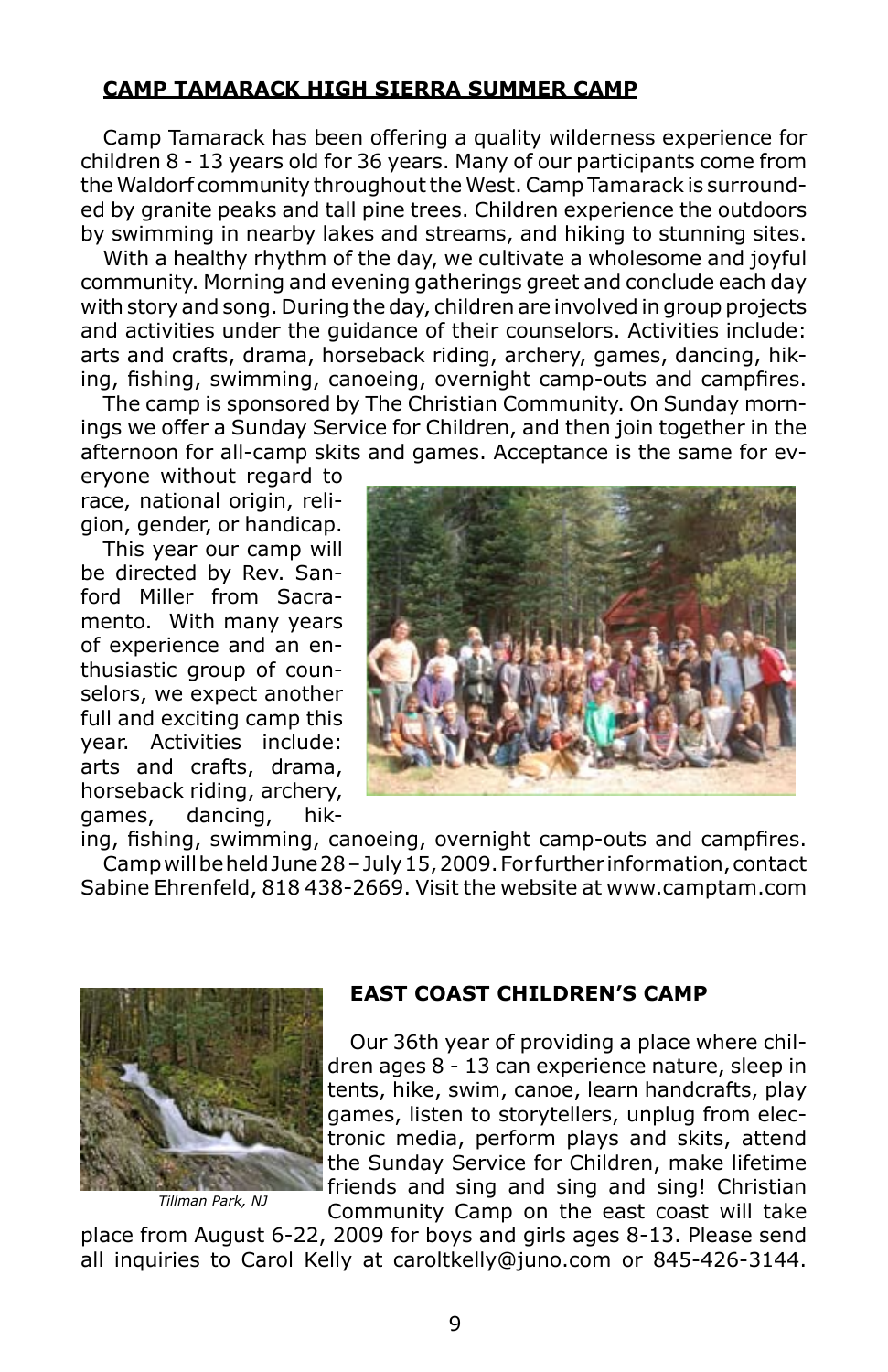## CAMP TAMARACK HIGH SIERRA SUMMER CAMP

Camp Tamarack has been offering a quality wilderness experience for children 8 - 13 years old for 36 years. Many of our participants come from the Waldorf community throughout the West. Camp Tamarack is surrounded by granite peaks and tall pine trees. Children experience the outdoors by swimming in nearby lakes and streams, and hiking to stunning sites.

With a healthy rhythm of the day, we cultivate a wholesome and joyful community. Morning and evening gatherings greet and conclude each day with story and song. During the day, children are involved in group projects and activities under the guidance of their counselors. Activities include: arts and crafts, drama, horseback riding, archery, games, dancing, hiking, fishing, swimming, canoeing, overnight camp-outs and campfires.

The camp is sponsored by The Christian Community. On Sunday mornings we offer a Sunday Service for Children, and then join together in the afternoon for all-camp skits and games. Acceptance is the same for everyone without regard to race, national origin, religion, gender, or handicap.

This year our camp will be directed by Rev. Sanford Miller from Sacramento. With many years of experience and an enthusiastic group of counselors, we expect another full and exciting camp this year. Activities include: arts and crafts, drama, horseback riding, archery, games, dancing, hiking, fishing, swimming, canoeing, overnight camp-outs and campfires.

Camp will be held June 28 – July 15, 2009. For further information, contact Sabine Ehrenfeld, 818 438-2669. Visit the website at www.camptam.com

## EAST COAST CHILDREN'S CAMP

*Tillman Park, NJ*

Our 36th year of providing a place where children ages 8 - 13 can experience nature, sleep in tents, hike, swim, canoe, learn handcrafts, play games, listen to storytellers, unplug from electronic media, perform plays and skits, attend the Sunday Service for Children, make lifetime friends and sing and sing and sing! Christian Community Camp on the east coast will take place from August 6-22, 2009 for boys and girls ages 8-13. Please send all inquiries to Carol Kelly at caroltkelly@juno.com or 845-426-3144.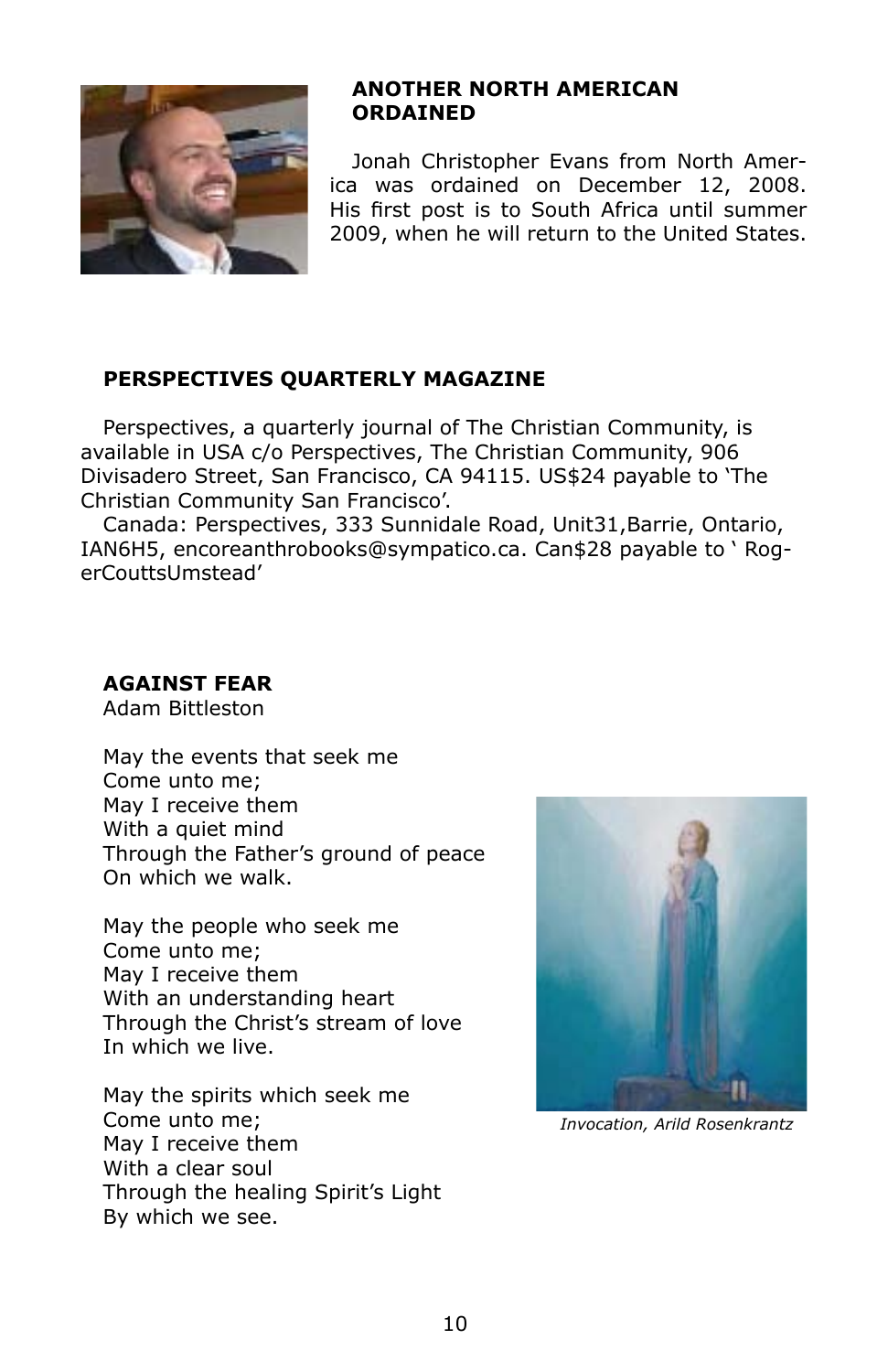## ANOTHER NORTH AMERICAN ORDAINED

Jonah Christopher Evans from North America was ordained on December 12, 2008. His first post is to South Africa until summer 2009, when he will return to the United States.

## PERSPECTIVES QUARTERLY MAGAZINE

Perspectives, a quarterly journal of The Christian Community, is available in USA c/o Perspectives, The Christian Community, 906 Divisadero Street, San Francisco, CA 94115. US$24 payable to 'The Christian Community San Francisco'.

Canada: Perspectives, 333 Sunnidale Road, Unit31,Barrie, Ontario, IAN6H5, encoreanthrobooks@sympatico.ca. Can$28 payable to ' RogerCouttsUmstead'

## AGAINST FEAR

Adam Bittleston

May the events that seek me
Come unto me;
May I receive them
With a quiet mind
Through the Father's ground of peace
On which we walk.

May the people who seek me
Come unto me;
May I receive them
With an understanding heart
Through the Christ's stream of love
In which we live.

May the spirits which seek me
Come unto me;
May I receive them
With a clear soul
Through the healing Spirit's Light
By which we see.

*Invocation, Arild Rosenkrantz*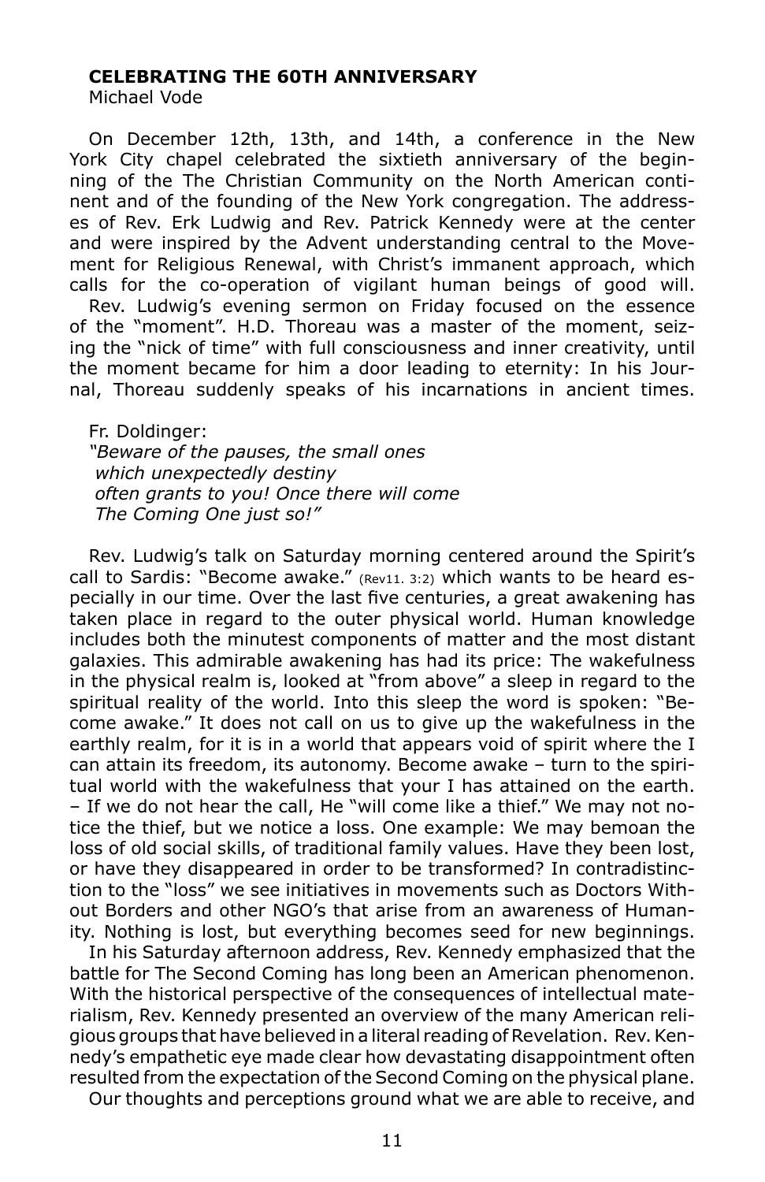### CELEBRATING THE 60TH ANNIVERSARY

Michael Vode

On December 12th, 13th, and 14th, a conference in the New York City chapel celebrated the sixtieth anniversary of the beginning of the The Christian Community on the North American continent and of the founding of the New York congregation. The addresses of Rev. Erk Ludwig and Rev. Patrick Kennedy were at the center and were inspired by the Advent understanding central to the Movement for Religious Renewal, with Christ's immanent approach, which calls for the co-operation of vigilant human beings of good will.

Rev. Ludwig's evening sermon on Friday focused on the essence of the "moment". H.D. Thoreau was a master of the moment, seizing the "nick of time" with full consciousness and inner creativity, until the moment became for him a door leading to eternity: In his Journal, Thoreau suddenly speaks of his incarnations in ancient times.

Fr. Doldinger:
*"Beware of the pauses, the small ones*
*which unexpectedly destiny*
*often grants to you! Once there will come*
*The Coming One just so!"*

Rev. Ludwig's talk on Saturday morning centered around the Spirit's call to Sardis: "Become awake." (Rev11. 3:2) which wants to be heard especially in our time. Over the last five centuries, a great awakening has taken place in regard to the outer physical world. Human knowledge includes both the minutest components of matter and the most distant galaxies. This admirable awakening has had its price: The wakefulness in the physical realm is, looked at "from above" a sleep in regard to the spiritual reality of the world. Into this sleep the word is spoken: "Become awake." It does not call on us to give up the wakefulness in the earthly realm, for it is in a world that appears void of spirit where the I can attain its freedom, its autonomy. Become awake – turn to the spiritual world with the wakefulness that your I has attained on the earth. – If we do not hear the call, He "will come like a thief." We may not notice the thief, but we notice a loss. One example: We may bemoan the loss of old social skills, of traditional family values. Have they been lost, or have they disappeared in order to be transformed? In contradistinction to the "loss" we see initiatives in movements such as Doctors Without Borders and other NGO's that arise from an awareness of Humanity. Nothing is lost, but everything becomes seed for new beginnings.

In his Saturday afternoon address, Rev. Kennedy emphasized that the battle for The Second Coming has long been an American phenomenon. With the historical perspective of the consequences of intellectual materialism, Rev. Kennedy presented an overview of the many American religious groups that have believed in a literal reading of Revelation. Rev. Kennedy's empathetic eye made clear how devastating disappointment often resulted from the expectation of the Second Coming on the physical plane.

Our thoughts and perceptions ground what we are able to receive, and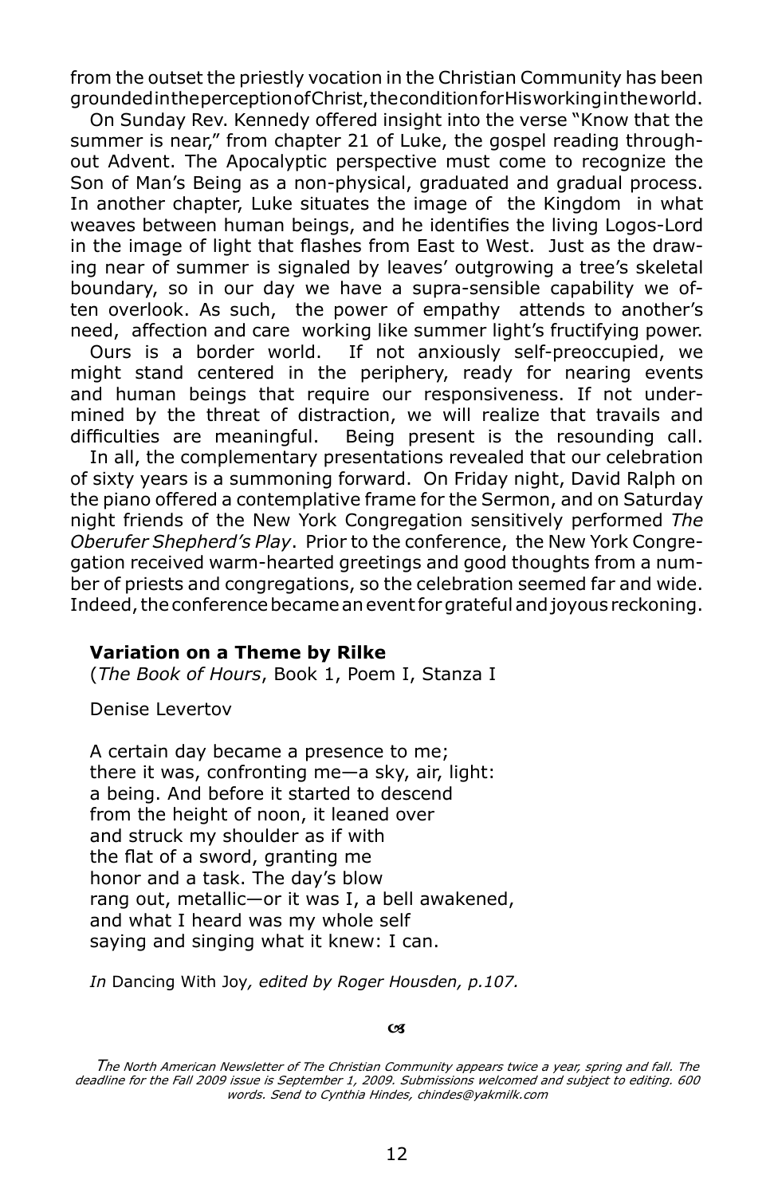from the outset the priestly vocation in the Christian Community has been grounded in the perception of Christ, the condition for His working in the world.

On Sunday Rev. Kennedy offered insight into the verse "Know that the summer is near," from chapter 21 of Luke, the gospel reading throughout Advent. The Apocalyptic perspective must come to recognize the Son of Man's Being as a non-physical, graduated and gradual process. In another chapter, Luke situates the image of the Kingdom in what weaves between human beings, and he identifies the living Logos-Lord in the image of light that flashes from East to West. Just as the drawing near of summer is signaled by leaves' outgrowing a tree's skeletal boundary, so in our day we have a supra-sensible capability we often overlook. As such, the power of empathy attends to another's need, affection and care working like summer light's fructifying power.

Ours is a border world. If not anxiously self-preoccupied, we might stand centered in the periphery, ready for nearing events and human beings that require our responsiveness. If not undermined by the threat of distraction, we will realize that travails and difficulties are meaningful. Being present is the resounding call.

In all, the complementary presentations revealed that our celebration of sixty years is a summoning forward. On Friday night, David Ralph on the piano offered a contemplative frame for the Sermon, and on Saturday night friends of the New York Congregation sensitively performed *The Oberufer Shepherd's Play*. Prior to the conference, the New York Congregation received warm-hearted greetings and good thoughts from a number of priests and congregations, so the celebration seemed far and wide. Indeed, the conference became an event for grateful and joyous reckoning.

**Variation on a Theme by Rilke**
(*The Book of Hours*, Book 1, Poem I, Stanza I

Denise Levertov

A certain day became a presence to me;
there it was, confronting me—a sky, air, light:
a being. And before it started to descend
from the height of noon, it leaned over
and struck my shoulder as if with
the flat of a sword, granting me
honor and a task. The day's blow
rang out, metallic—or it was I, a bell awakened,
and what I heard was my whole self
saying and singing what it knew: I can.

*In* Dancing With Joy*, edited by Roger Housden, p.107.*

☙

*The North American Newsletter of The Christian Community appears twice a year, spring and fall. The deadline for the Fall 2009 issue is September 1, 2009. Submissions welcomed and subject to editing. 600 words. Send to Cynthia Hindes, chindes@yakmilk.com*